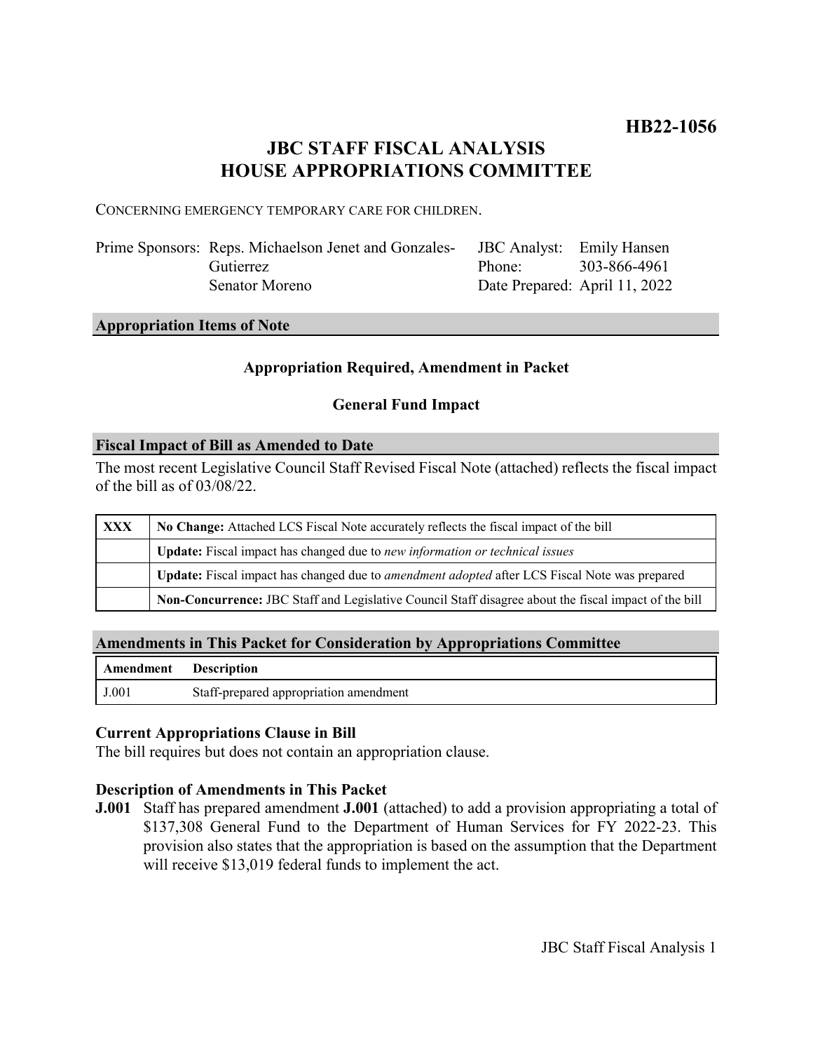**HB22-1056**

# JBC STAFF FISCAL ANALYSIS
# HOUSE APPROPRIATIONS COMMITTEE

CONCERNING EMERGENCY TEMPORARY CARE FOR CHILDREN.

| | | | |
|---|---|---|---|
| Prime Sponsors: | Reps. Michaelson Jenet and Gonzales-Gutierrez<br>Senator Moreno | JBC Analyst:<br>Phone:<br>Date Prepared: | Emily Hansen<br>303-866-4961<br>April 11, 2022 |

## Appropriation Items of Note

**Appropriation Required, Amendment in Packet**

**General Fund Impact**

## Fiscal Impact of Bill as Amended to Date

The most recent Legislative Council Staff Revised Fiscal Note (attached) reflects the fiscal impact of the bill as of 03/08/22.

| | |
|---|---|
| **XXX** | **No Change:** Attached LCS Fiscal Note accurately reflects the fiscal impact of the bill |
| | **Update:** Fiscal impact has changed due to *new information or technical issues* |
| | **Update:** Fiscal impact has changed due to *amendment adopted* after LCS Fiscal Note was prepared |
| | **Non-Concurrence:** JBC Staff and Legislative Council Staff disagree about the fiscal impact of the bill |

## Amendments in This Packet for Consideration by Appropriations Committee

| Amendment | Description |
|---|---|
| J.001 | Staff-prepared appropriation amendment |

### Current Appropriations Clause in Bill

The bill requires but does not contain an appropriation clause.

### Description of Amendments in This Packet

**J.001** Staff has prepared amendment **J.001** (attached) to add a provision appropriating a total of $137,308 General Fund to the Department of Human Services for FY 2022-23. This provision also states that the appropriation is based on the assumption that the Department will receive $13,019 federal funds to implement the act.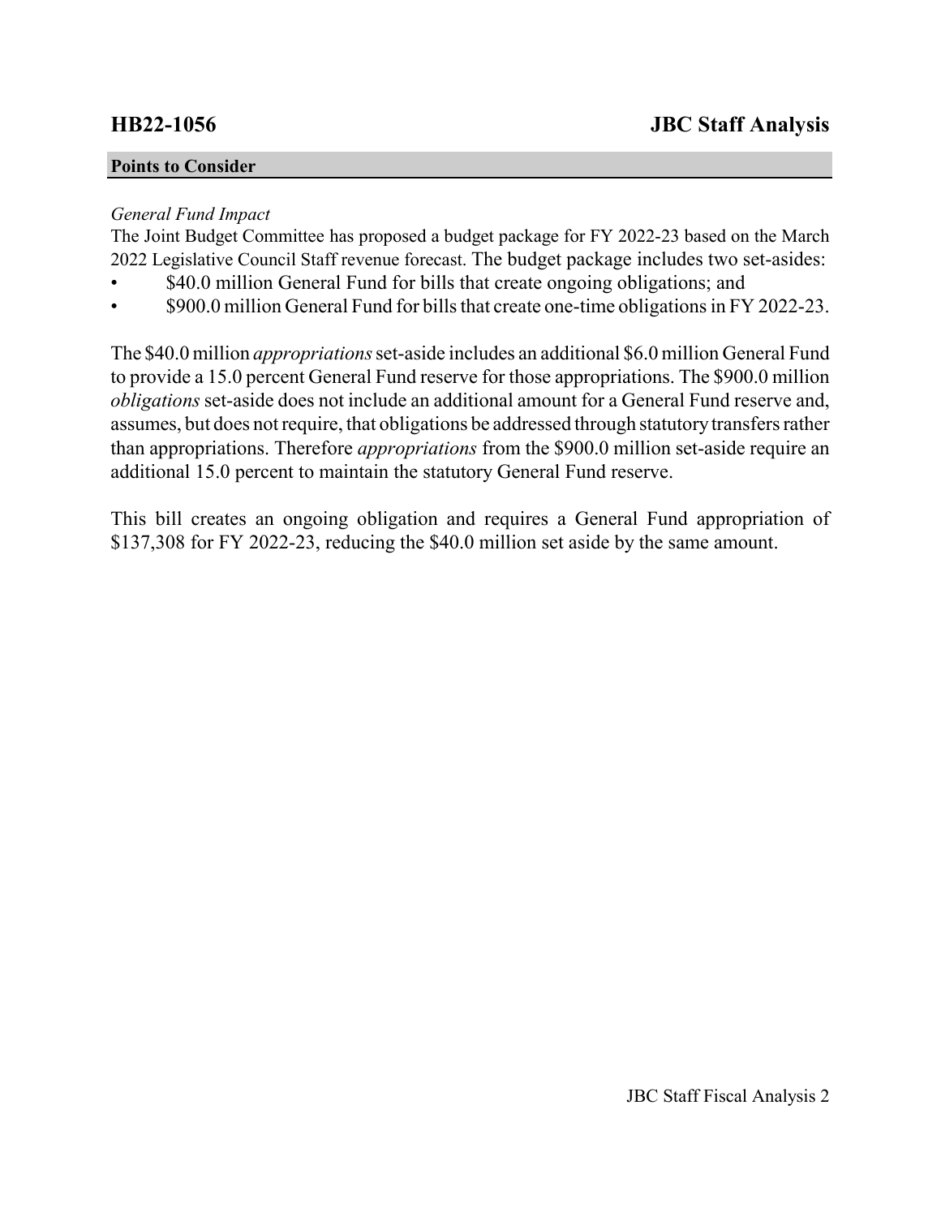## Points to Consider

*General Fund Impact*

The Joint Budget Committee has proposed a budget package for FY 2022-23 based on the March 2022 Legislative Council Staff revenue forecast. The budget package includes two set-asides:

- $40.0 million General Fund for bills that create ongoing obligations; and
- $900.0 million General Fund for bills that create one-time obligations in FY 2022-23.

The $40.0 million *appropriations* set-aside includes an additional $6.0 million General Fund to provide a 15.0 percent General Fund reserve for those appropriations. The $900.0 million *obligations* set-aside does not include an additional amount for a General Fund reserve and, assumes, but does not require, that obligations be addressed through statutory transfers rather than appropriations. Therefore *appropriations* from the $900.0 million set-aside require an additional 15.0 percent to maintain the statutory General Fund reserve.

This bill creates an ongoing obligation and requires a General Fund appropriation of $137,308 for FY 2022-23, reducing the $40.0 million set aside by the same amount.